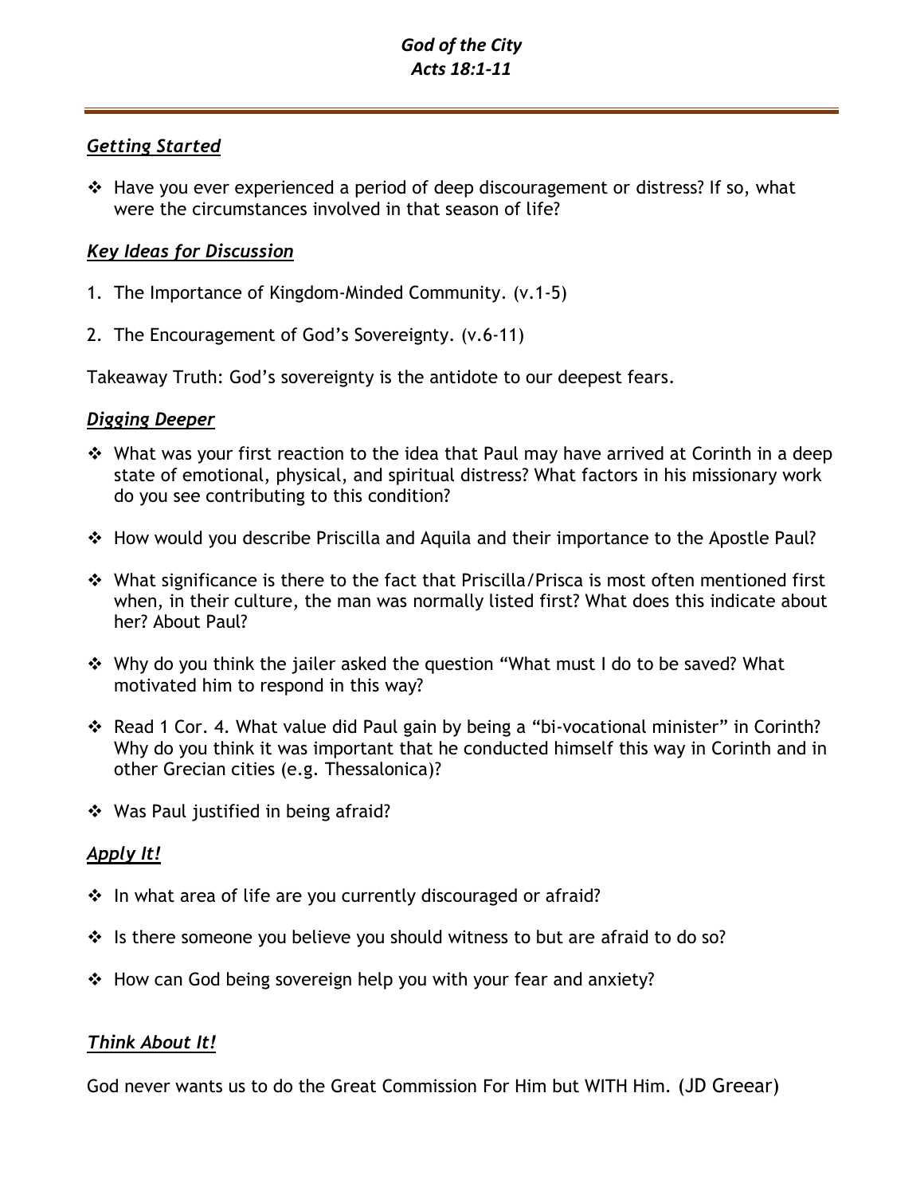***God of the City***
***Acts 18:1-11***

---

***Getting Started***

- Have you ever experienced a period of deep discouragement or distress? If so, what were the circumstances involved in that season of life?

***Key Ideas for Discussion***

1. The Importance of Kingdom-Minded Community. (v.1-5)

2. The Encouragement of God's Sovereignty. (v.6-11)

Takeaway Truth: God's sovereignty is the antidote to our deepest fears.

***Digging Deeper***

- What was your first reaction to the idea that Paul may have arrived at Corinth in a deep state of emotional, physical, and spiritual distress? What factors in his missionary work do you see contributing to this condition?

- How would you describe Priscilla and Aquila and their importance to the Apostle Paul?

- What significance is there to the fact that Priscilla/Prisca is most often mentioned first when, in their culture, the man was normally listed first? What does this indicate about her? About Paul?

- Why do you think the jailer asked the question "What must I do to be saved? What motivated him to respond in this way?

- Read 1 Cor. 4. What value did Paul gain by being a "bi-vocational minister" in Corinth? Why do you think it was important that he conducted himself this way in Corinth and in other Grecian cities (e.g. Thessalonica)?

- Was Paul justified in being afraid?

***Apply It!***

- In what area of life are you currently discouraged or afraid?

- Is there someone you believe you should witness to but are afraid to do so?

- How can God being sovereign help you with your fear and anxiety?

***Think About It!***

God never wants us to do the Great Commission For Him but WITH Him. (JD Greear)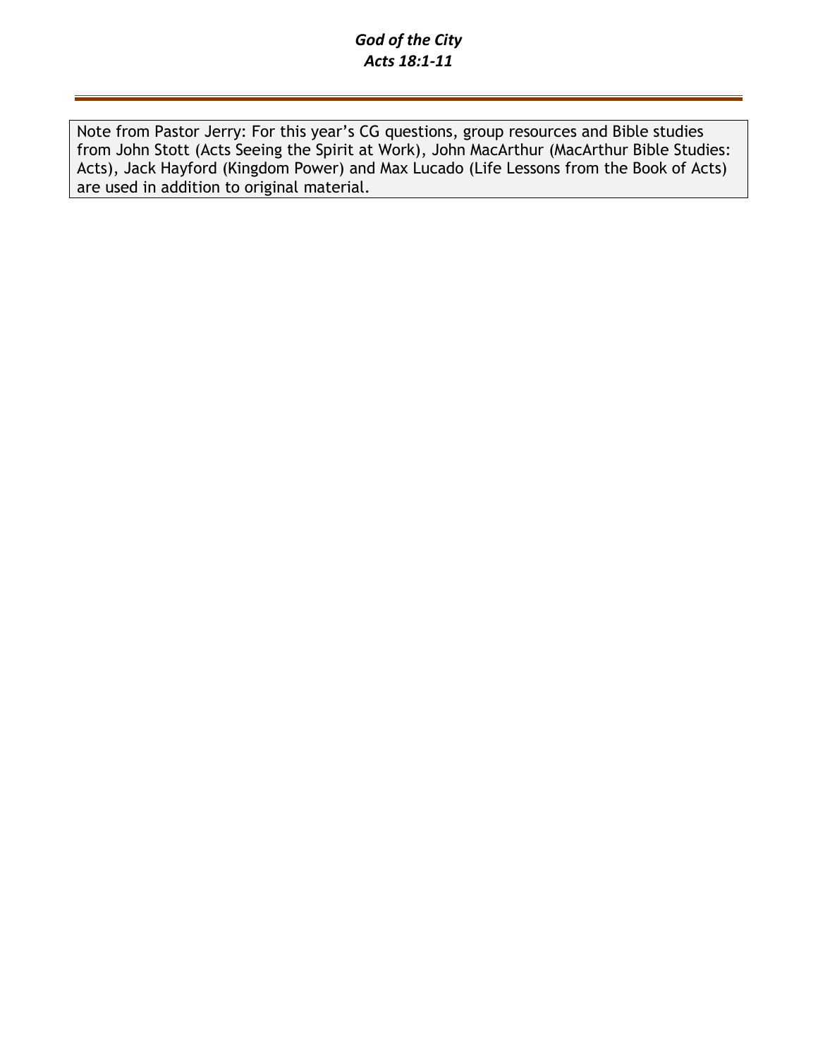***God of the City***
***Acts 18:1-11***

---

Note from Pastor Jerry: For this year's CG questions, group resources and Bible studies from John Stott (Acts Seeing the Spirit at Work), John MacArthur (MacArthur Bible Studies: Acts), Jack Hayford (Kingdom Power) and Max Lucado (Life Lessons from the Book of Acts) are used in addition to original material.